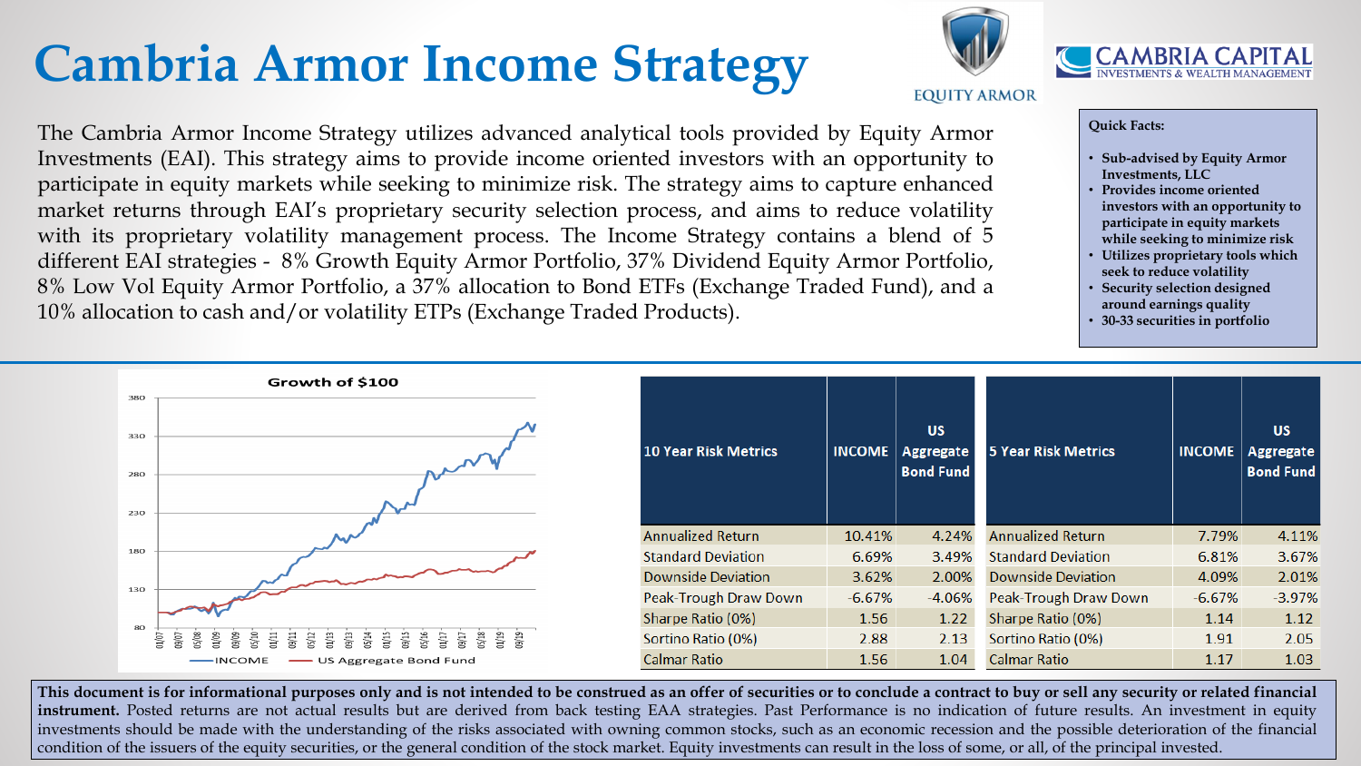# Cambria Armor Income Strategy

EQUITY ARMOR

CAMBRIA CAPITAL
INVESTMENTS & WEALTH MANAGEMENT

The Cambria Armor Income Strategy utilizes advanced analytical tools provided by Equity Armor Investments (EAI). This strategy aims to provide income oriented investors with an opportunity to participate in equity markets while seeking to minimize risk. The strategy aims to capture enhanced market returns through EAI's proprietary security selection process, and aims to reduce volatility with its proprietary volatility management process. The Income Strategy contains a blend of 5 different EAI strategies - 8% Growth Equity Armor Portfolio, 37% Dividend Equity Armor Portfolio, 8% Low Vol Equity Armor Portfolio, a 37% allocation to Bond ETFs (Exchange Traded Fund), and a 10% allocation to cash and/or volatility ETPs (Exchange Traded Products).

**Quick Facts:**

- **Sub-advised by Equity Armor Investments, LLC**
- **Provides income oriented investors with an opportunity to participate in equity markets while seeking to minimize risk**
- **Utilizes proprietary tools which seek to reduce volatility**
- **Security selection designed around earnings quality**
- **30-33 securities in portfolio**

**Growth of $100**

| 10 Year Risk Metrics | INCOME | US Aggregate Bond Fund |
|---|---|---|
| Annualized Return | 10.41% | 4.24% |
| Standard Deviation | 6.69% | 3.49% |
| Downside Deviation | 3.62% | 2.00% |
| Peak-Trough Draw Down | -6.67% | -4.06% |
| Sharpe Ratio (0%) | 1.56 | 1.22 |
| Sortino Ratio (0%) | 2.88 | 2.13 |
| Calmar Ratio | 1.56 | 1.04 |

| 5 Year Risk Metrics | INCOME | US Aggregate Bond Fund |
|---|---|---|
| Annualized Return | 7.79% | 4.11% |
| Standard Deviation | 6.81% | 3.67% |
| Downside Deviation | 4.09% | 2.01% |
| Peak-Trough Draw Down | -6.67% | -3.97% |
| Sharpe Ratio (0%) | 1.14 | 1.12 |
| Sortino Ratio (0%) | 1.91 | 2.05 |
| Calmar Ratio | 1.17 | 1.03 |

**This document is for informational purposes only and is not intended to be construed as an offer of securities or to conclude a contract to buy or sell any security or related financial instrument.** Posted returns are not actual results but are derived from back testing EAA strategies. Past Performance is no indication of future results. An investment in equity investments should be made with the understanding of the risks associated with owning common stocks, such as an economic recession and the possible deterioration of the financial condition of the issuers of the equity securities, or the general condition of the stock market. Equity investments can result in the loss of some, or all, of the principal invested.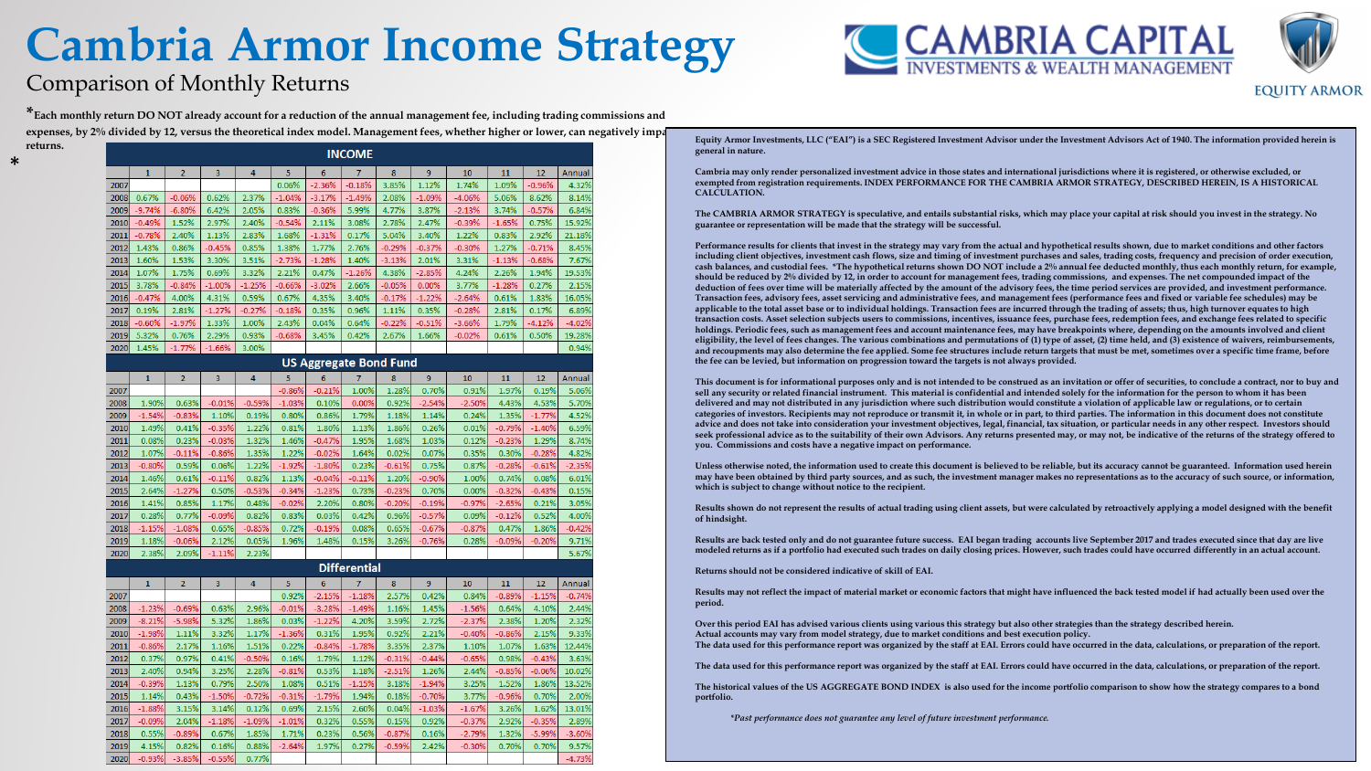# Cambria Armor Income Strategy

Comparison of Monthly Returns

CAMBRIA CAPITAL INVESTMENTS & WEALTH MANAGEMENT

EQUITY ARMOR

*Each monthly return DO NOT already account for a reduction of the annual management fee, including trading commissions and expenses, by 2% divided by 12, versus the theoretical index model. Management fees, whether higher or lower, can negatively impact returns.

*

## INCOME

| | 1 | 2 | 3 | 4 | 5 | 6 | 7 | 8 | 9 | 10 | 11 | 12 | Annual |
|---|---|---|---|---|---|---|---|---|---|---|---|---|---|
| 2007 | | | | | 0.06% | -2.36% | -0.18% | 3.85% | 1.12% | 1.74% | 1.09% | -0.96% | 4.32% |
| 2008 | 0.67% | -0.06% | 0.62% | 2.37% | -1.04% | -3.17% | -1.49% | 2.08% | -1.09% | -4.06% | 5.06% | 8.62% | 8.14% |
| 2009 | -9.74% | -6.80% | 6.42% | 2.05% | 0.83% | -0.36% | 5.99% | 4.77% | 3.87% | -2.13% | 3.74% | -0.57% | 6.84% |
| 2010 | -0.49% | 1.52% | 2.97% | 2.40% | -0.54% | 2.11% | 3.08% | 2.78% | 2.47% | -0.39% | -1.65% | 0.75% | 15.92% |
| 2011 | -0.78% | 2.40% | 1.13% | 2.83% | 1.68% | -1.31% | 0.17% | 5.04% | 3.40% | 1.22% | 0.83% | 2.92% | 21.18% |
| 2012 | 1.43% | 0.86% | -0.45% | 0.85% | 1.38% | 1.77% | 2.76% | -0.29% | -0.37% | -0.30% | 1.27% | -0.71% | 8.45% |
| 2013 | 1.60% | 1.53% | 3.30% | 3.51% | -2.73% | -1.28% | 1.40% | -3.13% | 2.01% | 3.31% | -1.13% | -0.68% | 7.67% |
| 2014 | 1.07% | 1.75% | 0.69% | 3.32% | 2.21% | 0.47% | -1.26% | 4.38% | -2.85% | 4.24% | 2.26% | 1.94% | 19.53% |
| 2015 | 3.78% | -0.84% | -1.00% | -1.25% | -0.66% | -3.02% | 2.66% | -0.05% | 0.00% | 3.77% | -1.28% | 0.27% | 2.15% |
| 2016 | -0.47% | 4.00% | 4.31% | 0.59% | 0.67% | 4.35% | 3.40% | -0.17% | -1.22% | -2.64% | 0.61% | 1.83% | 16.05% |
| 2017 | 0.19% | 2.81% | -1.27% | -0.27% | -0.18% | 0.35% | 0.96% | 1.11% | 0.35% | -0.28% | 2.81% | 0.17% | 6.89% |
| 2018 | -0.60% | -1.97% | 1.33% | 1.00% | 2.43% | 0.04% | 0.64% | -0.22% | -0.51% | -3.66% | 1.79% | -4.12% | -4.02% |
| 2019 | 5.32% | 0.76% | 2.29% | 0.93% | -0.68% | 3.45% | 0.42% | 2.67% | 1.66% | -0.02% | 0.61% | 0.50% | 19.28% |
| 2020 | 1.45% | -1.77% | -1.66% | 3.00% | | | | | | | | | 0.94% |

## US Aggregate Bond Fund

| | 1 | 2 | 3 | 4 | 5 | 6 | 7 | 8 | 9 | 10 | 11 | 12 | Annual |
|---|---|---|---|---|---|---|---|---|---|---|---|---|---|
| 2007 | | | | | -0.86% | -0.21% | 1.00% | 1.28% | 0.70% | 0.91% | 1.97% | 0.19% | 5.06% |
| 2008 | 1.90% | 0.63% | -0.01% | -0.59% | -1.03% | 0.10% | 0.00% | 0.92% | -2.54% | -2.50% | 4.43% | 4.53% | 5.70% |
| 2009 | -1.54% | -0.83% | 1.10% | 0.19% | 0.80% | 0.86% | 1.79% | 1.18% | 1.14% | 0.24% | 1.35% | -1.77% | 4.52% |
| 2010 | 1.49% | 0.41% | -0.35% | 1.22% | 0.81% | 1.80% | 1.13% | 1.86% | 0.26% | 0.01% | -0.79% | -1.40% | 6.59% |
| 2011 | 0.08% | 0.23% | -0.03% | 1.32% | 1.46% | -0.47% | 1.95% | 1.68% | 1.03% | 0.12% | -0.23% | 1.29% | 8.74% |
| 2012 | 1.07% | -0.11% | -0.86% | 1.35% | 1.22% | -0.02% | 1.64% | 0.02% | 0.07% | 0.35% | 0.30% | -0.28% | 4.82% |
| 2013 | -0.80% | 0.59% | 0.06% | 1.22% | -1.92% | -1.80% | 0.23% | -0.61% | 0.75% | 0.87% | -0.28% | -0.61% | -2.35% |
| 2014 | 1.46% | 0.61% | -0.11% | 0.82% | 1.13% | -0.04% | -0.11% | 1.20% | -0.90% | 1.00% | 0.74% | 0.08% | 6.01% |
| 2015 | 2.64% | -1.27% | 0.50% | -0.53% | -0.34% | -1.23% | 0.73% | -0.23% | 0.70% | 0.00% | -0.32% | -0.43% | 0.15% |
| 2016 | 1.41% | 0.85% | 1.17% | 0.48% | -0.02% | 2.20% | 0.80% | -0.20% | -0.19% | -0.97% | -2.65% | 0.21% | 3.05% |
| 2017 | 0.28% | 0.77% | -0.09% | 0.82% | 0.83% | 0.03% | 0.42% | 0.96% | -0.57% | 0.09% | -0.12% | 0.52% | 4.00% |
| 2018 | -1.15% | -1.08% | 0.65% | -0.85% | 0.72% | -0.19% | 0.08% | 0.65% | -0.67% | -0.87% | 0.47% | 1.86% | -0.42% |
| 2019 | 1.18% | -0.06% | 2.12% | 0.05% | 1.96% | 1.48% | 0.15% | 3.26% | -0.76% | 0.28% | -0.09% | -0.20% | 9.71% |
| 2020 | 2.38% | 2.09% | -1.11% | 2.23% | | | | | | | | | 5.67% |

## Differential

| | 1 | 2 | 3 | 4 | 5 | 6 | 7 | 8 | 9 | 10 | 11 | 12 | Annual |
|---|---|---|---|---|---|---|---|---|---|---|---|---|---|
| 2007 | | | | | 0.92% | -2.15% | -1.18% | 2.57% | 0.42% | 0.84% | -0.89% | -1.15% | -0.74% |
| 2008 | -1.23% | -0.69% | 0.63% | 2.96% | -0.01% | -3.28% | -1.49% | 1.16% | 1.45% | -1.56% | 0.64% | 4.10% | 2.44% |
| 2009 | -8.21% | -5.98% | 5.32% | 1.86% | 0.03% | -1.22% | 4.20% | 3.59% | 2.72% | -2.37% | 2.38% | 1.20% | 2.32% |
| 2010 | -1.98% | 1.11% | 3.32% | 1.17% | -1.36% | 0.31% | 1.95% | 0.92% | 2.21% | -0.40% | -0.86% | 2.15% | 9.33% |
| 2011 | -0.86% | 2.17% | 1.16% | 1.51% | 0.22% | -0.84% | -1.78% | 3.35% | 2.37% | 1.10% | 1.07% | 1.63% | 12.44% |
| 2012 | 0.37% | 0.97% | 0.41% | -0.50% | 0.16% | 1.79% | 1.12% | -0.31% | -0.44% | -0.65% | 0.98% | -0.43% | 3.63% |
| 2013 | 2.40% | 0.94% | 3.25% | 2.28% | -0.81% | 0.53% | 1.18% | -2.51% | 1.26% | 2.44% | -0.85% | -0.06% | 10.02% |
| 2014 | -0.39% | 1.13% | 0.79% | 2.50% | 1.08% | 0.51% | -1.15% | 3.18% | -1.94% | 3.25% | 1.52% | 1.86% | 13.52% |
| 2015 | 1.14% | 0.43% | -1.50% | -0.72% | -0.31% | -1.79% | 1.94% | 0.18% | -0.70% | 3.77% | -0.96% | 0.70% | 2.00% |
| 2016 | -1.88% | 3.15% | 3.14% | 0.12% | 0.69% | 2.15% | 2.60% | 0.04% | -1.03% | -1.67% | 3.26% | 1.62% | 13.01% |
| 2017 | -0.09% | 2.04% | -1.18% | -1.09% | -1.01% | 0.32% | 0.55% | 0.15% | 0.92% | -0.37% | 2.92% | -0.35% | 2.89% |
| 2018 | 0.55% | -0.89% | 0.67% | 1.85% | 1.71% | 0.23% | 0.56% | -0.87% | 0.16% | -2.79% | 1.32% | -5.99% | -3.60% |
| 2019 | 4.15% | 0.82% | 0.16% | 0.88% | -2.64% | 1.97% | 0.27% | -0.59% | 2.42% | -0.30% | 0.70% | 0.70% | 9.57% |
| 2020 | -0.93% | -3.85% | -0.55% | 0.77% | | | | | | | | | -4.73% |

Equity Armor Investments, LLC ("EAI") is a SEC Registered Investment Advisor under the Investment Advisors Act of 1940. The information provided herein is general in nature.

Cambria may only render personalized investment advice in those states and international jurisdictions where it is registered, or otherwise excluded, or exempted from registration requirements. INDEX PERFORMANCE FOR THE CAMBRIA ARMOR STRATEGY, DESCRIBED HEREIN, IS A HISTORICAL CALCULATION.

The CAMBRIA ARMOR STRATEGY is speculative, and entails substantial risks, which may place your capital at risk should you invest in the strategy. No guarantee or representation will be made that the strategy will be successful.

Performance results for clients that invest in the strategy may vary from the actual and hypothetical results shown, due to market conditions and other factors including client objectives, investment cash flows, size and timing of investment purchases and sales, trading costs, frequency and precision of order execution, cash balances, and custodial fees. *The hypothetical returns shown DO NOT include a 2% annual fee deducted monthly, thus each monthly return, for example, should be reduced by 2% divided by 12, in order to account for management fees, trading commissions, and expenses. The net compounded impact of the deduction of fees over time will be materially affected by the amount of the advisory fees, the time period services are provided, and investment performance. Transaction fees, advisory fees, asset servicing and administrative fees, and management fees (performance fees and fixed or variable fee schedules) may be applicable to the total asset base or to individual holdings. Transaction fees are incurred through the trading of assets; thus, high turnover equates to high transaction costs. Asset selection subjects users to commissions, incentives, issuance fees, purchase fees, redemption fees, and exchange fees related to specific holdings. Periodic fees, such as management fees and account maintenance fees, may have breakpoints where, depending on the amounts involved and client eligibility, the level of fees changes. The various combinations and permutations of (1) type of asset, (2) time held, and (3) existence of waivers, reimbursements, and recoupments may also determine the fee applied. Some fee structures include return targets that must be met, sometimes over a specific time frame, before the fee can be levied, but information on progression toward the targets is not always provided.

This document is for informational purposes only and is not intended to be construed as an invitation or offer of securities, to conclude a contract, nor to buy and sell any security or related financial instrument. This material is confidential and intended solely for the information for the person to whom it has been delivered and may not distributed in any jurisdiction where such distribution would constitute a violation of applicable law or regulations, or to certain categories of investors. Recipients may not reproduce or transmit it, in whole or in part, to third parties. The information in this document does not constitute advice and does not take into consideration your investment objectives, legal, financial, tax situation, or particular needs in any other respect. Investors should seek professional advice as to the suitability of their own Advisors. Any returns presented may, or may not, be indicative of the returns of the strategy offered to you. Commissions and costs have a negative impact on performance.

Unless otherwise noted, the information used to create this document is believed to be reliable, but its accuracy cannot be guaranteed. Information used herein may have been obtained by third party sources, and as such, the investment manager makes no representations as to the accuracy of such source, or information, which is subject to change without notice to the recipient.

Results shown do not represent the results of actual trading using client assets, but were calculated by retroactively applying a model designed with the benefit of hindsight.

Results are back tested only and do not guarantee future success. EAI began trading accounts live September 2017 and trades executed since that day are live modeled returns as if a portfolio had executed such trades on daily closing prices. However, such trades could have occurred differently in an actual account.

Returns should not be considered indicative of skill of EAI.

Results may not reflect the impact of material market or economic factors that might have influenced the back tested model if had actually been used over the period.

Over this period EAI has advised various clients using various this strategy but also other strategies than the strategy described herein.
Actual accounts may vary from model strategy, due to market conditions and best execution policy.
The data used for this performance report was organized by the staff at EAI. Errors could have occurred in the data, calculations, or preparation of the report.

The data used for this performance report was organized by the staff at EAI. Errors could have occurred in the data, calculations, or preparation of the report.

The historical values of the US AGGREGATE BOND INDEX is also used for the income portfolio comparison to show how the strategy compares to a bond portfolio.

*Past performance does not guarantee any level of future investment performance.*